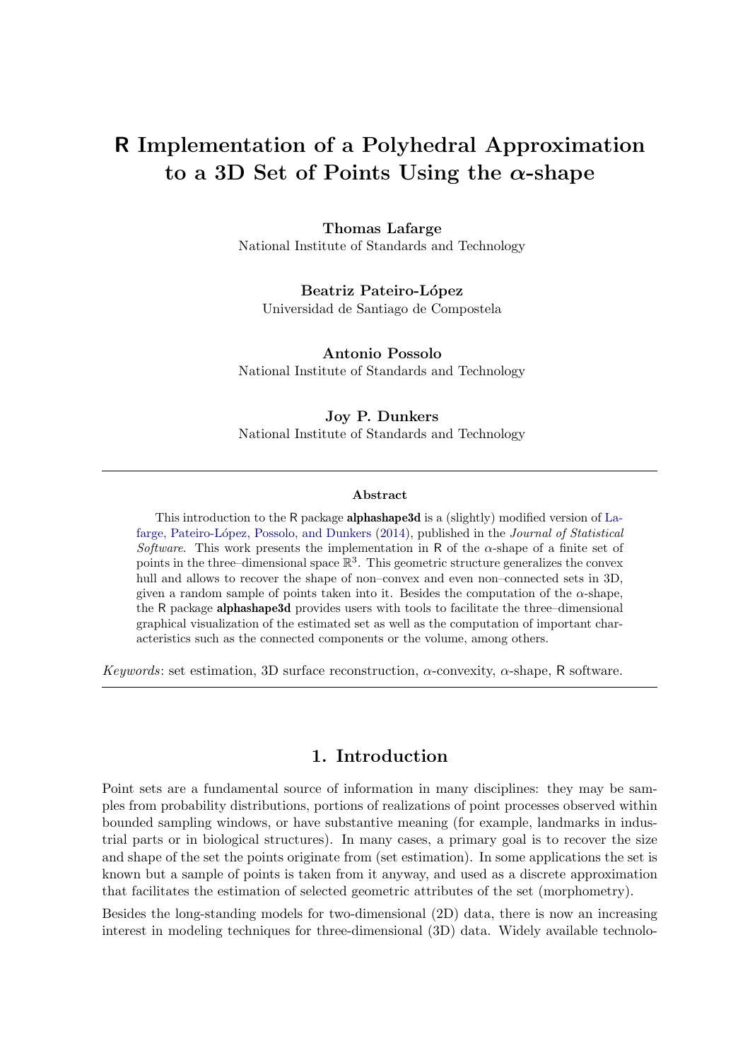# R Implementation of a Polyhedral Approximation to a 3D Set of Points Using the $\alpha$-shape

**Thomas Lafarge**
National Institute of Standards and Technology

**Beatriz Pateiro-López**
Universidad de Santiago de Compostela

**Antonio Possolo**
National Institute of Standards and Technology

**Joy P. Dunkers**
National Institute of Standards and Technology

---

**Abstract**

This introduction to the R package **alphashape3d** is a (slightly) modified version of Lafarge, Pateiro-López, Possolo, and Dunkers (2014), published in the *Journal of Statistical Software*. This work presents the implementation in R of the $\alpha$-shape of a finite set of points in the three–dimensional space $\mathbb{R}^3$. This geometric structure generalizes the convex hull and allows to recover the shape of non–convex and even non–connected sets in 3D, given a random sample of points taken into it. Besides the computation of the $\alpha$-shape, the R package **alphashape3d** provides users with tools to facilitate the three–dimensional graphical visualization of the estimated set as well as the computation of important characteristics such as the connected components or the volume, among others.

*Keywords*: set estimation, 3D surface reconstruction, $\alpha$-convexity, $\alpha$-shape, R software.

---

## 1. Introduction

Point sets are a fundamental source of information in many disciplines: they may be samples from probability distributions, portions of realizations of point processes observed within bounded sampling windows, or have substantive meaning (for example, landmarks in industrial parts or in biological structures). In many cases, a primary goal is to recover the size and shape of the set the points originate from (set estimation). In some applications the set is known but a sample of points is taken from it anyway, and used as a discrete approximation that facilitates the estimation of selected geometric attributes of the set (morphometry).

Besides the long-standing models for two-dimensional (2D) data, there is now an increasing interest in modeling techniques for three-dimensional (3D) data. Widely available technolo-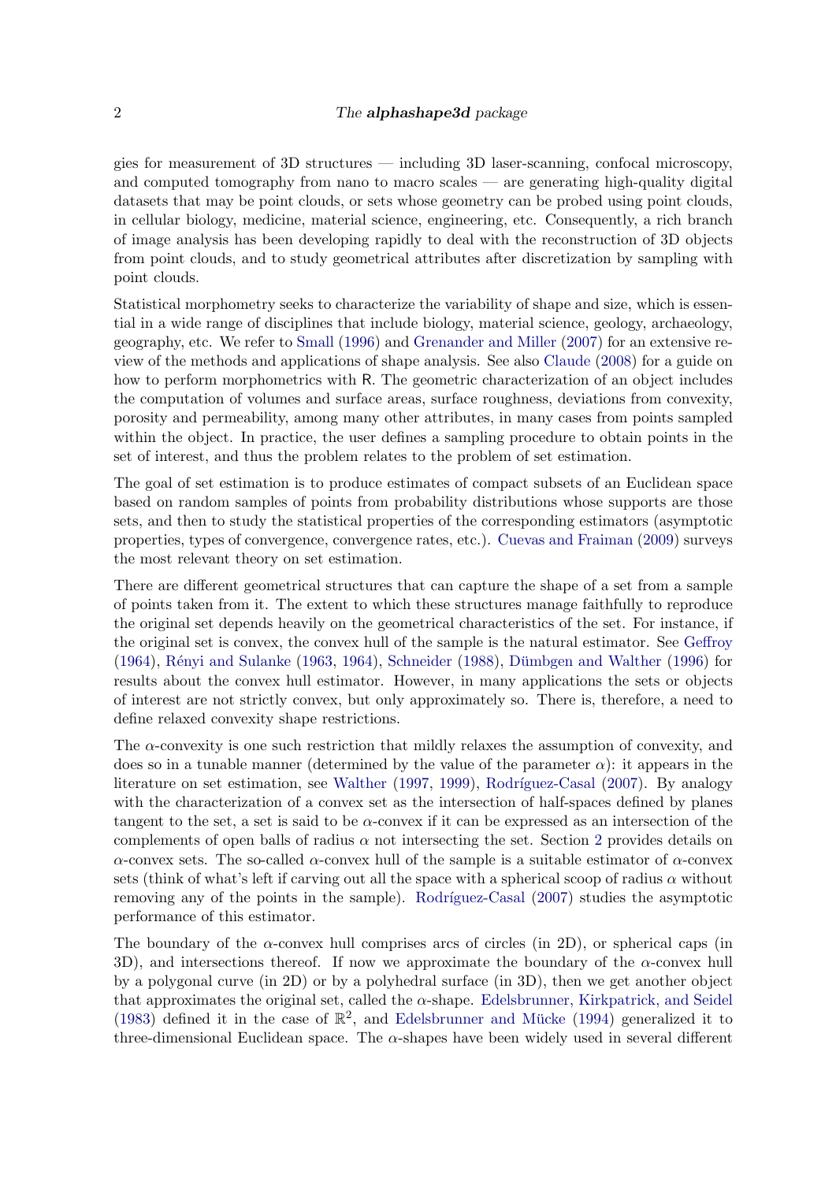gies for measurement of 3D structures — including 3D laser-scanning, confocal microscopy, and computed tomography from nano to macro scales — are generating high-quality digital datasets that may be point clouds, or sets whose geometry can be probed using point clouds, in cellular biology, medicine, material science, engineering, etc. Consequently, a rich branch of image analysis has been developing rapidly to deal with the reconstruction of 3D objects from point clouds, and to study geometrical attributes after discretization by sampling with point clouds.

Statistical morphometry seeks to characterize the variability of shape and size, which is essential in a wide range of disciplines that include biology, material science, geology, archaeology, geography, etc. We refer to Small (1996) and Grenander and Miller (2007) for an extensive review of the methods and applications of shape analysis. See also Claude (2008) for a guide on how to perform morphometrics with R. The geometric characterization of an object includes the computation of volumes and surface areas, surface roughness, deviations from convexity, porosity and permeability, among many other attributes, in many cases from points sampled within the object. In practice, the user defines a sampling procedure to obtain points in the set of interest, and thus the problem relates to the problem of set estimation.

The goal of set estimation is to produce estimates of compact subsets of an Euclidean space based on random samples of points from probability distributions whose supports are those sets, and then to study the statistical properties of the corresponding estimators (asymptotic properties, types of convergence, convergence rates, etc.). Cuevas and Fraiman (2009) surveys the most relevant theory on set estimation.

There are different geometrical structures that can capture the shape of a set from a sample of points taken from it. The extent to which these structures manage faithfully to reproduce the original set depends heavily on the geometrical characteristics of the set. For instance, if the original set is convex, the convex hull of the sample is the natural estimator. See Geffroy (1964), Rényi and Sulanke (1963, 1964), Schneider (1988), Dümbgen and Walther (1996) for results about the convex hull estimator. However, in many applications the sets or objects of interest are not strictly convex, but only approximately so. There is, therefore, a need to define relaxed convexity shape restrictions.

The $\alpha$-convexity is one such restriction that mildly relaxes the assumption of convexity, and does so in a tunable manner (determined by the value of the parameter $\alpha$): it appears in the literature on set estimation, see Walther (1997, 1999), Rodríguez-Casal (2007). By analogy with the characterization of a convex set as the intersection of half-spaces defined by planes tangent to the set, a set is said to be $\alpha$-convex if it can be expressed as an intersection of the complements of open balls of radius $\alpha$ not intersecting the set. Section 2 provides details on $\alpha$-convex sets. The so-called $\alpha$-convex hull of the sample is a suitable estimator of $\alpha$-convex sets (think of what's left if carving out all the space with a spherical scoop of radius $\alpha$ without removing any of the points in the sample). Rodríguez-Casal (2007) studies the asymptotic performance of this estimator.

The boundary of the $\alpha$-convex hull comprises arcs of circles (in 2D), or spherical caps (in 3D), and intersections thereof. If now we approximate the boundary of the $\alpha$-convex hull by a polygonal curve (in 2D) or by a polyhedral surface (in 3D), then we get another object that approximates the original set, called the $\alpha$-shape. Edelsbrunner, Kirkpatrick, and Seidel (1983) defined it in the case of $\mathbb{R}^2$, and Edelsbrunner and Mücke (1994) generalized it to three-dimensional Euclidean space. The $\alpha$-shapes have been widely used in several different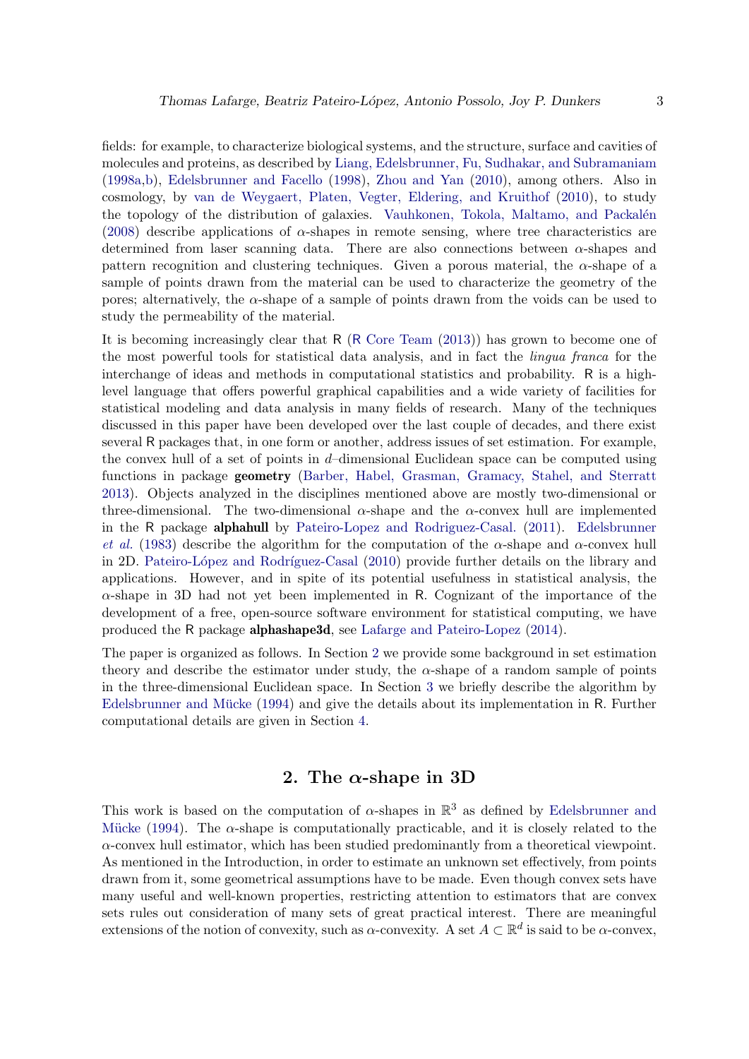fields: for example, to characterize biological systems, and the structure, surface and cavities of molecules and proteins, as described by Liang, Edelsbrunner, Fu, Sudhakar, and Subramaniam (1998a,b), Edelsbrunner and Facello (1998), Zhou and Yan (2010), among others. Also in cosmology, by van de Weygaert, Platen, Vegter, Eldering, and Kruithof (2010), to study the topology of the distribution of galaxies. Vauhkonen, Tokola, Maltamo, and Packalén (2008) describe applications of $\alpha$-shapes in remote sensing, where tree characteristics are determined from laser scanning data. There are also connections between $\alpha$-shapes and pattern recognition and clustering techniques. Given a porous material, the $\alpha$-shape of a sample of points drawn from the material can be used to characterize the geometry of the pores; alternatively, the $\alpha$-shape of a sample of points drawn from the voids can be used to study the permeability of the material.

It is becoming increasingly clear that R (R Core Team (2013)) has grown to become one of the most powerful tools for statistical data analysis, and in fact the *lingua franca* for the interchange of ideas and methods in computational statistics and probability. R is a high-level language that offers powerful graphical capabilities and a wide variety of facilities for statistical modeling and data analysis in many fields of research. Many of the techniques discussed in this paper have been developed over the last couple of decades, and there exist several R packages that, in one form or another, address issues of set estimation. For example, the convex hull of a set of points in $d$–dimensional Euclidean space can be computed using functions in package **geometry** (Barber, Habel, Grasman, Gramacy, Stahel, and Sterratt 2013). Objects analyzed in the disciplines mentioned above are mostly two-dimensional or three-dimensional. The two-dimensional $\alpha$-shape and the $\alpha$-convex hull are implemented in the R package **alphahull** by Pateiro-Lopez and Rodriguez-Casal. (2011). Edelsbrunner *et al.* (1983) describe the algorithm for the computation of the $\alpha$-shape and $\alpha$-convex hull in 2D. Pateiro-López and Rodríguez-Casal (2010) provide further details on the library and applications. However, and in spite of its potential usefulness in statistical analysis, the $\alpha$-shape in 3D had not yet been implemented in R. Cognizant of the importance of the development of a free, open-source software environment for statistical computing, we have produced the R package **alphashape3d**, see Lafarge and Pateiro-Lopez (2014).

The paper is organized as follows. In Section 2 we provide some background in set estimation theory and describe the estimator under study, the $\alpha$-shape of a random sample of points in the three-dimensional Euclidean space. In Section 3 we briefly describe the algorithm by Edelsbrunner and Mücke (1994) and give the details about its implementation in R. Further computational details are given in Section 4.

## 2. The $\alpha$-shape in 3D

This work is based on the computation of $\alpha$-shapes in $\mathbb{R}^3$ as defined by Edelsbrunner and Mücke (1994). The $\alpha$-shape is computationally practicable, and it is closely related to the $\alpha$-convex hull estimator, which has been studied predominantly from a theoretical viewpoint. As mentioned in the Introduction, in order to estimate an unknown set effectively, from points drawn from it, some geometrical assumptions have to be made. Even though convex sets have many useful and well-known properties, restricting attention to estimators that are convex sets rules out consideration of many sets of great practical interest. There are meaningful extensions of the notion of convexity, such as $\alpha$-convexity. A set $A \subset \mathbb{R}^d$ is said to be $\alpha$-convex,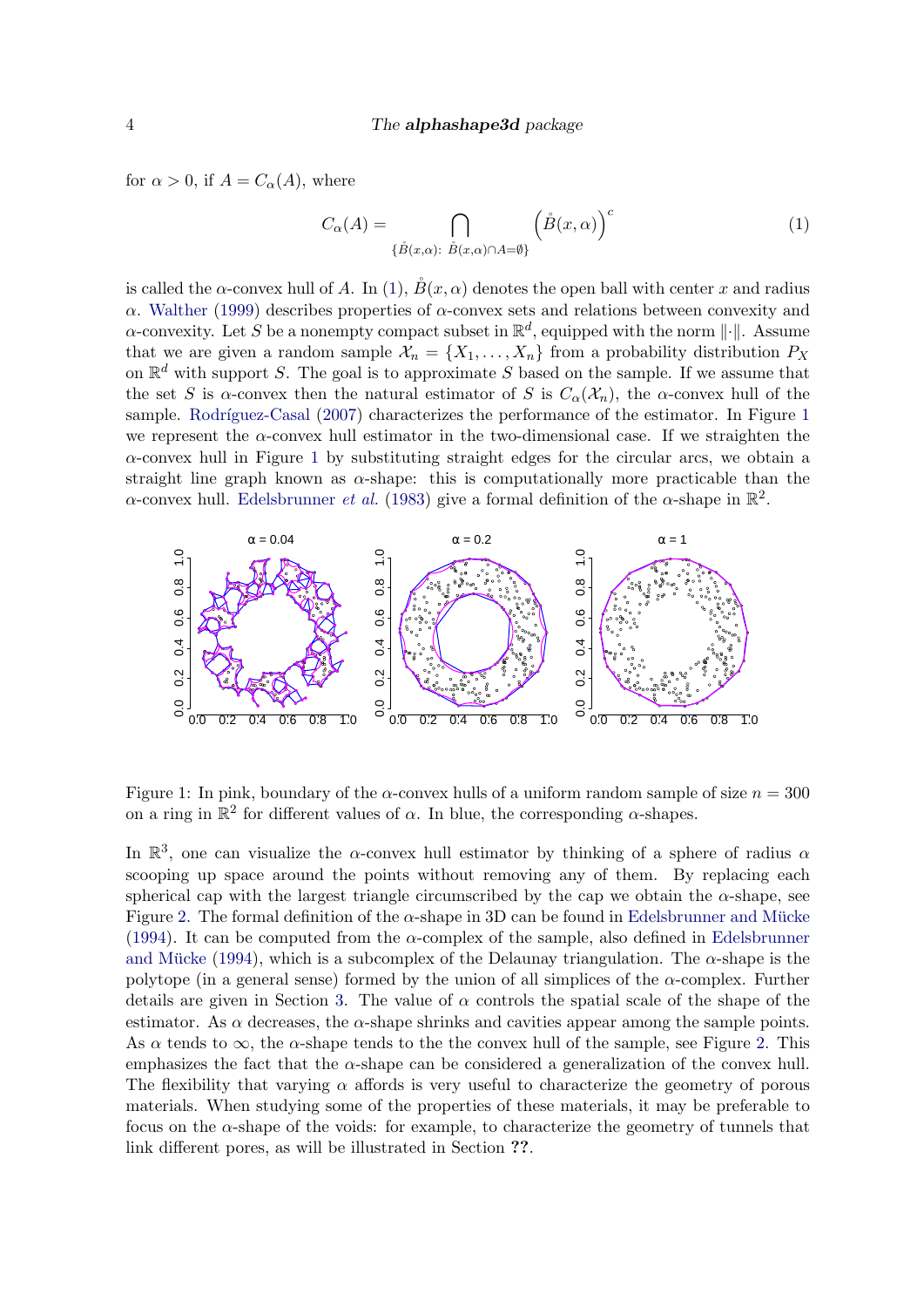for $\alpha > 0$, if $A = C_\alpha(A)$, where

$$C_\alpha(A) = \bigcap_{\{\mathring{B}(x,\alpha):\ \mathring{B}(x,\alpha)\cap A = \emptyset\}} \left(\mathring{B}(x,\alpha)\right)^c \tag{1}$$

is called the $\alpha$-convex hull of $A$. In (1), $\mathring{B}(x,\alpha)$ denotes the open ball with center $x$ and radius $\alpha$. Walther (1999) describes properties of $\alpha$-convex sets and relations between convexity and $\alpha$-convexity. Let $S$ be a nonempty compact subset in $\mathbb{R}^d$, equipped with the norm $\|\cdot\|$. Assume that we are given a random sample $\mathcal{X}_n = \{X_1, \ldots, X_n\}$ from a probability distribution $P_X$ on $\mathbb{R}^d$ with support $S$. The goal is to approximate $S$ based on the sample. If we assume that the set $S$ is $\alpha$-convex then the natural estimator of $S$ is $C_\alpha(\mathcal{X}_n)$, the $\alpha$-convex hull of the sample. Rodríguez-Casal (2007) characterizes the performance of the estimator. In Figure 1 we represent the $\alpha$-convex hull estimator in the two-dimensional case. If we straighten the $\alpha$-convex hull in Figure 1 by substituting straight edges for the circular arcs, we obtain a straight line graph known as $\alpha$-shape: this is computationally more practicable than the $\alpha$-convex hull. Edelsbrunner *et al.* (1983) give a formal definition of the $\alpha$-shape in $\mathbb{R}^2$.

Figure 1: In pink, boundary of the $\alpha$-convex hulls of a uniform random sample of size $n = 300$ on a ring in $\mathbb{R}^2$ for different values of $\alpha$. In blue, the corresponding $\alpha$-shapes.

In $\mathbb{R}^3$, one can visualize the $\alpha$-convex hull estimator by thinking of a sphere of radius $\alpha$ scooping up space around the points without removing any of them. By replacing each spherical cap with the largest triangle circumscribed by the cap we obtain the $\alpha$-shape, see Figure 2. The formal definition of the $\alpha$-shape in 3D can be found in Edelsbrunner and Mücke (1994). It can be computed from the $\alpha$-complex of the sample, also defined in Edelsbrunner and Mücke (1994), which is a subcomplex of the Delaunay triangulation. The $\alpha$-shape is the polytope (in a general sense) formed by the union of all simplices of the $\alpha$-complex. Further details are given in Section 3. The value of $\alpha$ controls the spatial scale of the shape of the estimator. As $\alpha$ decreases, the $\alpha$-shape shrinks and cavities appear among the sample points. As $\alpha$ tends to $\infty$, the $\alpha$-shape tends to the the convex hull of the sample, see Figure 2. This emphasizes the fact that the $\alpha$-shape can be considered a generalization of the convex hull. The flexibility that varying $\alpha$ affords is very useful to characterize the geometry of porous materials. When studying some of the properties of these materials, it may be preferable to focus on the $\alpha$-shape of the voids: for example, to characterize the geometry of tunnels that link different pores, as will be illustrated in Section **??**.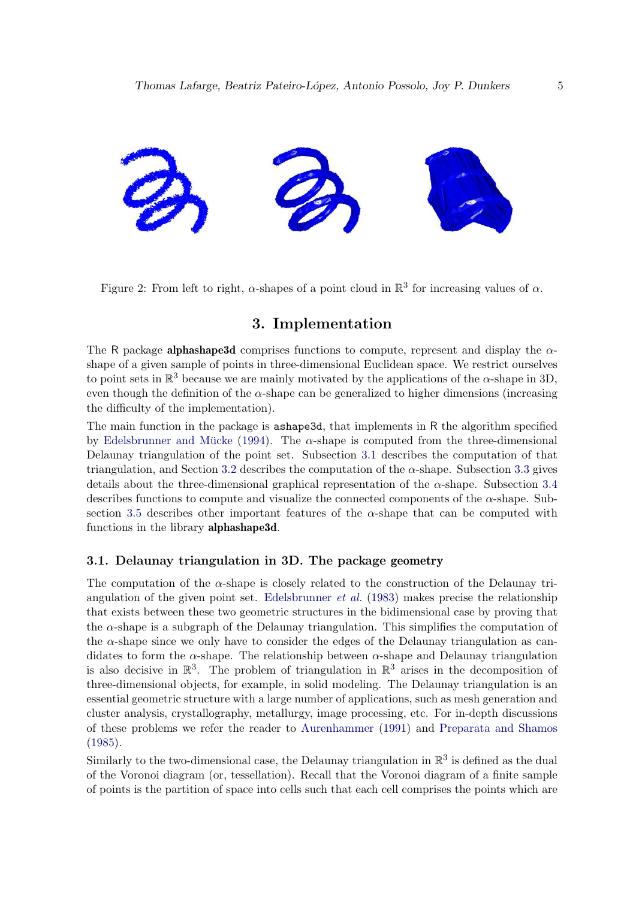Figure 2: From left to right, $\alpha$-shapes of a point cloud in $\mathbb{R}^3$ for increasing values of $\alpha$.

## 3. Implementation

The R package **alphashape3d** comprises functions to compute, represent and display the $\alpha$-shape of a given sample of points in three-dimensional Euclidean space. We restrict ourselves to point sets in $\mathbb{R}^3$ because we are mainly motivated by the applications of the $\alpha$-shape in 3D, even though the definition of the $\alpha$-shape can be generalized to higher dimensions (increasing the difficulty of the implementation).

The main function in the package is `ashape3d`, that implements in R the algorithm specified by Edelsbrunner and Mücke (1994). The $\alpha$-shape is computed from the three-dimensional Delaunay triangulation of the point set. Subsection 3.1 describes the computation of that triangulation, and Section 3.2 describes the computation of the $\alpha$-shape. Subsection 3.3 gives details about the three-dimensional graphical representation of the $\alpha$-shape. Subsection 3.4 describes functions to compute and visualize the connected components of the $\alpha$-shape. Subsection 3.5 describes other important features of the $\alpha$-shape that can be computed with functions in the library **alphashape3d**.

### 3.1. Delaunay triangulation in 3D. The package geometry

The computation of the $\alpha$-shape is closely related to the construction of the Delaunay triangulation of the given point set. Edelsbrunner *et al.* (1983) makes precise the relationship that exists between these two geometric structures in the bidimensional case by proving that the $\alpha$-shape is a subgraph of the Delaunay triangulation. This simplifies the computation of the $\alpha$-shape since we only have to consider the edges of the Delaunay triangulation as candidates to form the $\alpha$-shape. The relationship between $\alpha$-shape and Delaunay triangulation is also decisive in $\mathbb{R}^3$. The problem of triangulation in $\mathbb{R}^3$ arises in the decomposition of three-dimensional objects, for example, in solid modeling. The Delaunay triangulation is an essential geometric structure with a large number of applications, such as mesh generation and cluster analysis, crystallography, metallurgy, image processing, etc. For in-depth discussions of these problems we refer the reader to Aurenhammer (1991) and Preparata and Shamos (1985).

Similarly to the two-dimensional case, the Delaunay triangulation in $\mathbb{R}^3$ is defined as the dual of the Voronoi diagram (or, tessellation). Recall that the Voronoi diagram of a finite sample of points is the partition of space into cells such that each cell comprises the points which are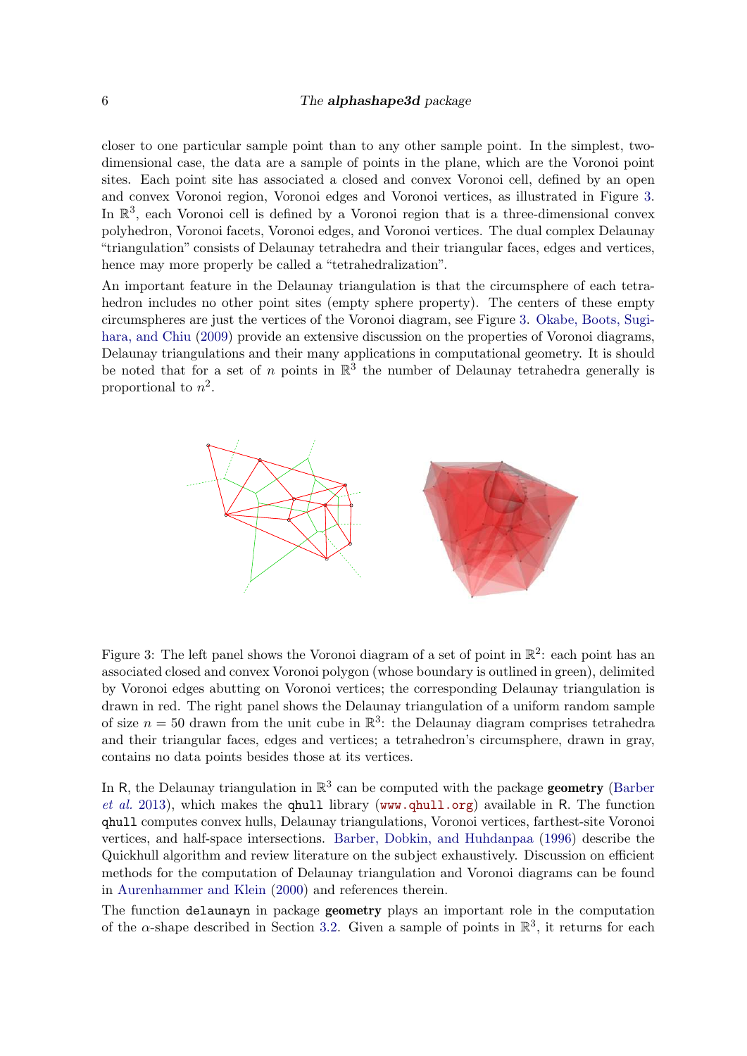closer to one particular sample point than to any other sample point. In the simplest, two-dimensional case, the data are a sample of points in the plane, which are the Voronoi point sites. Each point site has associated a closed and convex Voronoi cell, defined by an open and convex Voronoi region, Voronoi edges and Voronoi vertices, as illustrated in Figure 3. In $\mathbb{R}^3$, each Voronoi cell is defined by a Voronoi region that is a three-dimensional convex polyhedron, Voronoi facets, Voronoi edges, and Voronoi vertices. The dual complex Delaunay "triangulation" consists of Delaunay tetrahedra and their triangular faces, edges and vertices, hence may more properly be called a "tetrahedralization".

An important feature in the Delaunay triangulation is that the circumsphere of each tetrahedron includes no other point sites (empty sphere property). The centers of these empty circumspheres are just the vertices of the Voronoi diagram, see Figure 3. Okabe, Boots, Sugihara, and Chiu (2009) provide an extensive discussion on the properties of Voronoi diagrams, Delaunay triangulations and their many applications in computational geometry. It is should be noted that for a set of $n$ points in $\mathbb{R}^3$ the number of Delaunay tetrahedra generally is proportional to $n^2$.

Figure 3: The left panel shows the Voronoi diagram of a set of point in $\mathbb{R}^2$: each point has an associated closed and convex Voronoi polygon (whose boundary is outlined in green), delimited by Voronoi edges abutting on Voronoi vertices; the corresponding Delaunay triangulation is drawn in red. The right panel shows the Delaunay triangulation of a uniform random sample of size $n = 50$ drawn from the unit cube in $\mathbb{R}^3$: the Delaunay diagram comprises tetrahedra and their triangular faces, edges and vertices; a tetrahedron's circumsphere, drawn in gray, contains no data points besides those at its vertices.

In R, the Delaunay triangulation in $\mathbb{R}^3$ can be computed with the package **geometry** (Barber *et al.* 2013), which makes the `qhull` library (`www.qhull.org`) available in R. The function `qhull` computes convex hulls, Delaunay triangulations, Voronoi vertices, farthest-site Voronoi vertices, and half-space intersections. Barber, Dobkin, and Huhdanpaa (1996) describe the Quickhull algorithm and review literature on the subject exhaustively. Discussion on efficient methods for the computation of Delaunay triangulation and Voronoi diagrams can be found in Aurenhammer and Klein (2000) and references therein.

The function `delaunayn` in package **geometry** plays an important role in the computation of the $\alpha$-shape described in Section 3.2. Given a sample of points in $\mathbb{R}^3$, it returns for each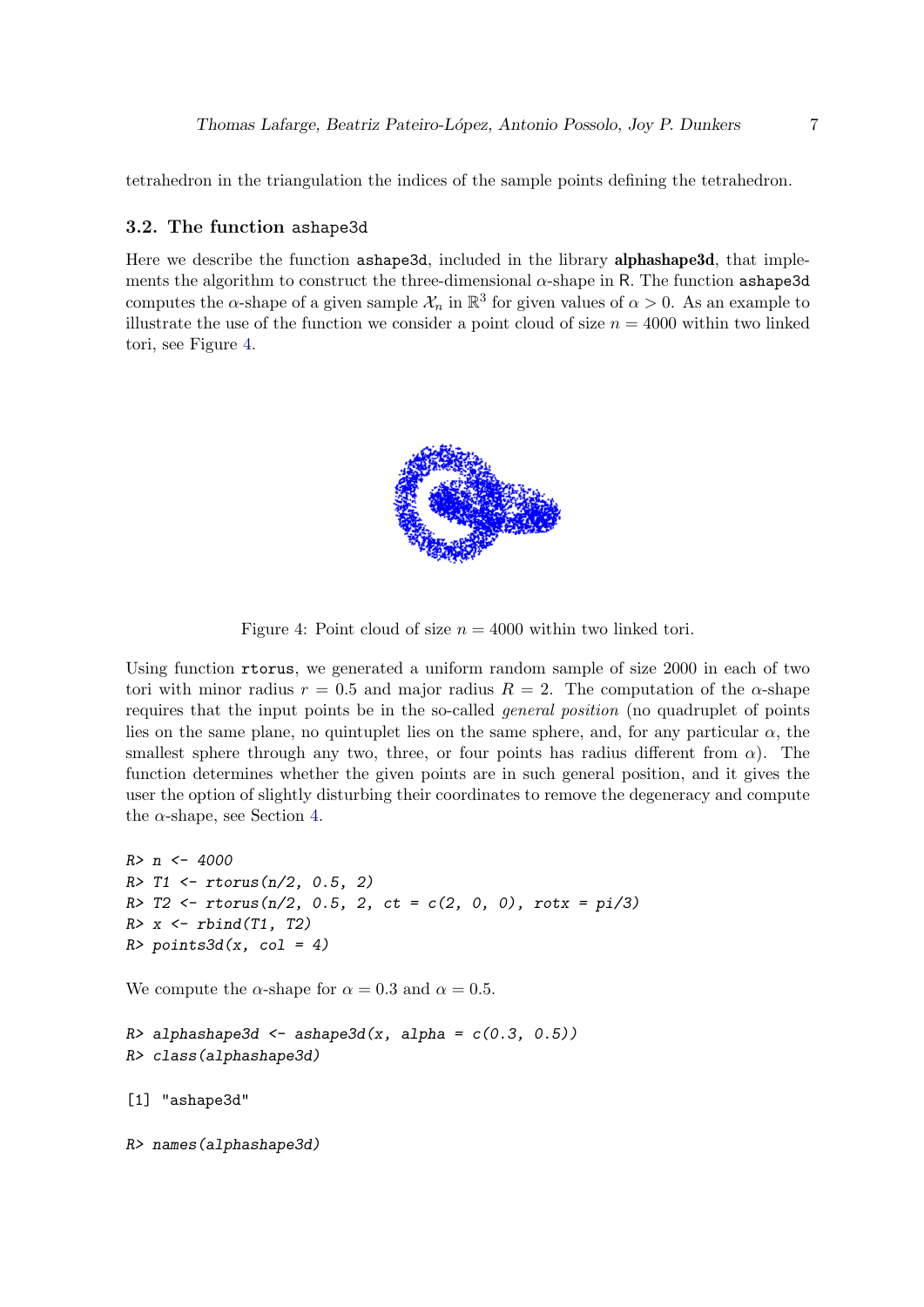tetrahedron in the triangulation the indices of the sample points defining the tetrahedron.

### 3.2. The function ashape3d

Here we describe the function ashape3d, included in the library **alphashape3d**, that implements the algorithm to construct the three-dimensional $\alpha$-shape in R. The function ashape3d computes the $\alpha$-shape of a given sample $\mathcal{X}_n$ in $\mathbb{R}^3$ for given values of $\alpha > 0$. As an example to illustrate the use of the function we consider a point cloud of size $n = 4000$ within two linked tori, see Figure 4.

Figure 4: Point cloud of size $n = 4000$ within two linked tori.

Using function rtorus, we generated a uniform random sample of size 2000 in each of two tori with minor radius $r = 0.5$ and major radius $R = 2$. The computation of the $\alpha$-shape requires that the input points be in the so-called *general position* (no quadruplet of points lies on the same plane, no quintuplet lies on the same sphere, and, for any particular $\alpha$, the smallest sphere through any two, three, or four points has radius different from $\alpha$). The function determines whether the given points are in such general position, and it gives the user the option of slightly disturbing their coordinates to remove the degeneracy and compute the $\alpha$-shape, see Section 4.

```
R> n <- 4000
R> T1 <- rtorus(n/2, 0.5, 2)
R> T2 <- rtorus(n/2, 0.5, 2, ct = c(2, 0, 0), rotx = pi/3)
R> x <- rbind(T1, T2)
R> points3d(x, col = 4)
```

We compute the $\alpha$-shape for $\alpha = 0.3$ and $\alpha = 0.5$.

```
R> alphashape3d <- ashape3d(x, alpha = c(0.3, 0.5))
R> class(alphashape3d)

[1] "ashape3d"

R> names(alphashape3d)
```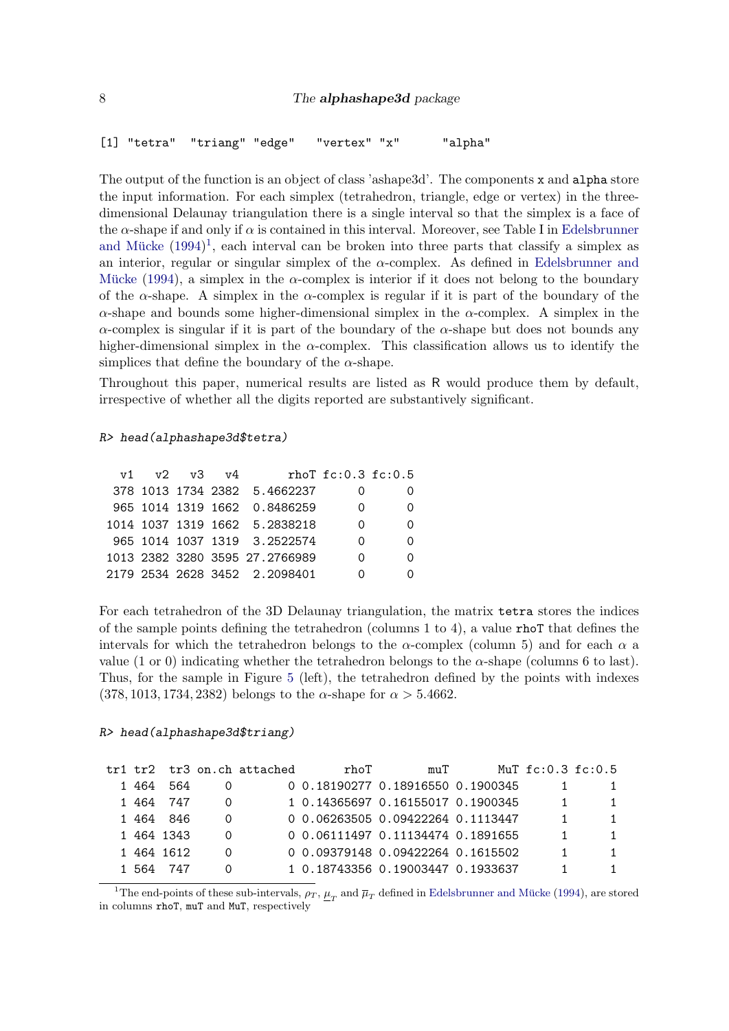```
[1] "tetra"  "triang" "edge"   "vertex" "x"      "alpha"
```

The output of the function is an object of class 'ashape3d'. The components `x` and `alpha` store the input information. For each simplex (tetrahedron, triangle, edge or vertex) in the three-dimensional Delaunay triangulation there is a single interval so that the simplex is a face of the $\alpha$-shape if and only if $\alpha$ is contained in this interval. Moreover, see Table I in Edelsbrunner and Mücke (1994)[1], each interval can be broken into three parts that classify a simplex as an interior, regular or singular simplex of the $\alpha$-complex. As defined in Edelsbrunner and Mücke (1994), a simplex in the $\alpha$-complex is interior if it does not belong to the boundary of the $\alpha$-shape. A simplex in the $\alpha$-complex is regular if it is part of the boundary of the $\alpha$-shape and bounds some higher-dimensional simplex in the $\alpha$-complex. A simplex in the $\alpha$-complex is singular if it is part of the boundary of the $\alpha$-shape but does not bounds any higher-dimensional simplex in the $\alpha$-complex. This classification allows us to identify the simplices that define the boundary of the $\alpha$-shape.

Throughout this paper, numerical results are listed as R would produce them by default, irrespective of whether all the digits reported are substantively significant.

```
R> head(alphashape3d$tetra)

  v1   v2   v3   v4       rhoT fc:0.3 fc:0.5
 378 1013 1734 2382  5.4662237      0      0
 965 1014 1319 1662  0.8486259      0      0
1014 1037 1319 1662  5.2838218      0      0
 965 1014 1037 1319  3.2522574      0      0
1013 2382 3280 3595 27.2766989      0      0
2179 2534 2628 3452  2.2098401      0      0
```

For each tetrahedron of the 3D Delaunay triangulation, the matrix `tetra` stores the indices of the sample points defining the tetrahedron (columns 1 to 4), a value `rhoT` that defines the intervals for which the tetrahedron belongs to the $\alpha$-complex (column 5) and for each $\alpha$ a value (1 or 0) indicating whether the tetrahedron belongs to the $\alpha$-shape (columns 6 to last). Thus, for the sample in Figure 5 (left), the tetrahedron defined by the points with indexes $(378, 1013, 1734, 2382)$ belongs to the $\alpha$-shape for $\alpha > 5.4662$.

```
R> head(alphashape3d$triang)

 tr1 tr2  tr3 on.ch attached       rhoT        muT       MuT fc:0.3 fc:0.5
   1 464  564     0        0 0.18190277 0.18916550 0.1900345      1      1
   1 464  747     0        1 0.14365697 0.16155017 0.1900345      1      1
   1 464  846     0        0 0.06263505 0.09422264 0.1113447      1      1
   1 464 1343     0        0 0.06111497 0.11134474 0.1891655      1      1
   1 464 1612     0        0 0.09379148 0.09422264 0.1615502      1      1
   1 564  747     0        1 0.18743356 0.19003447 0.1933637      1      1
```

[1] The end-points of these sub-intervals, $\rho_T$, $\underline{\mu}_T$ and $\overline{\mu}_T$ defined in Edelsbrunner and Mücke (1994), are stored in columns `rhoT`, `muT` and `MuT`, respectively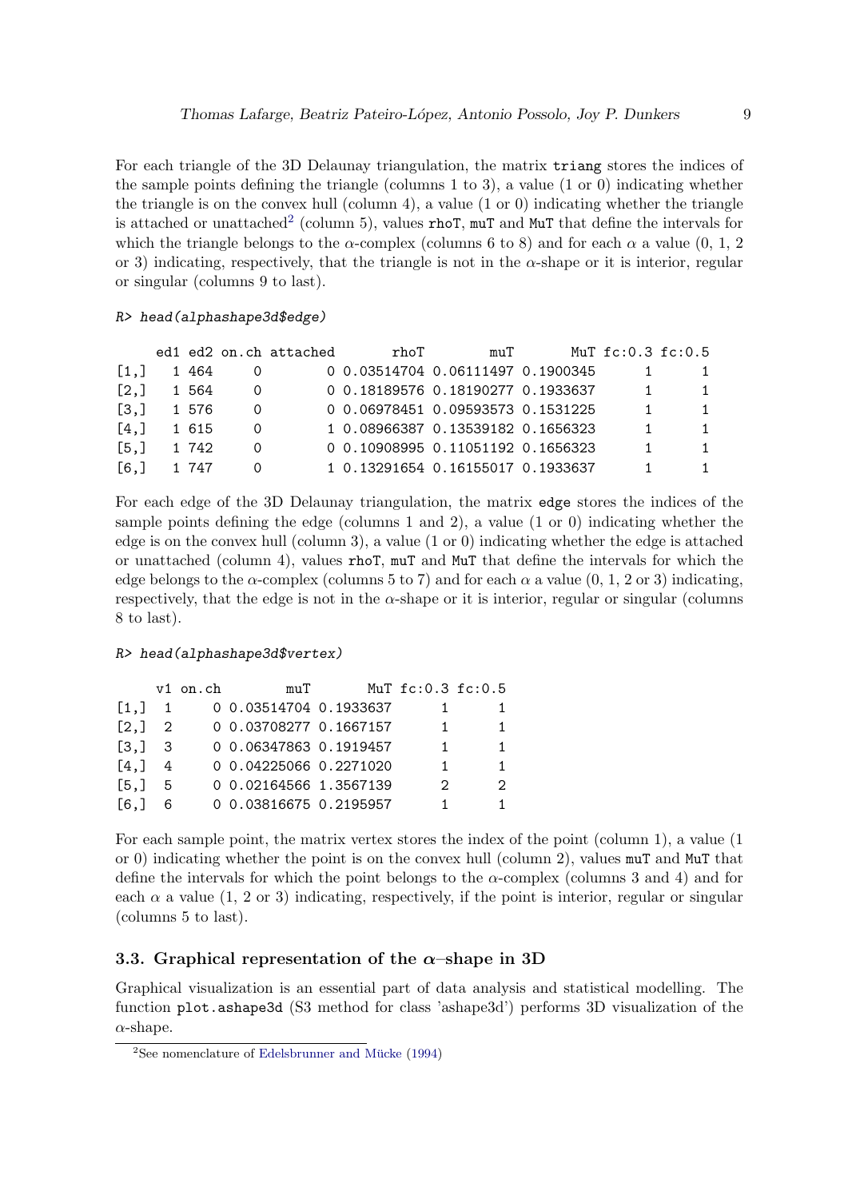For each triangle of the 3D Delaunay triangulation, the matrix triang stores the indices of the sample points defining the triangle (columns 1 to 3), a value (1 or 0) indicating whether the triangle is on the convex hull (column 4), a value (1 or 0) indicating whether the triangle is attached or unattached[2] (column 5), values rhoT, muT and MuT that define the intervals for which the triangle belongs to the $\alpha$-complex (columns 6 to 8) and for each $\alpha$ a value (0, 1, 2 or 3) indicating, respectively, that the triangle is not in the $\alpha$-shape or it is interior, regular or singular (columns 9 to last).

```
R> head(alphashape3d$edge)

     ed1 ed2 on.ch attached       rhoT        muT       MuT fc:0.3 fc:0.5
[1,]   1 464     0        0 0.03514704 0.06111497 0.1900345      1      1
[2,]   1 564     0        0 0.18189576 0.18190277 0.1933637      1      1
[3,]   1 576     0        0 0.06978451 0.09593573 0.1531225      1      1
[4,]   1 615     0        1 0.08966387 0.13539182 0.1656323      1      1
[5,]   1 742     0        0 0.10908995 0.11051192 0.1656323      1      1
[6,]   1 747     0        1 0.13291654 0.16155017 0.1933637      1      1
```

For each edge of the 3D Delaunay triangulation, the matrix edge stores the indices of the sample points defining the edge (columns 1 and 2), a value (1 or 0) indicating whether the edge is on the convex hull (column 3), a value (1 or 0) indicating whether the edge is attached or unattached (column 4), values rhoT, muT and MuT that define the intervals for which the edge belongs to the $\alpha$-complex (columns 5 to 7) and for each $\alpha$ a value (0, 1, 2 or 3) indicating, respectively, that the edge is not in the $\alpha$-shape or it is interior, regular or singular (columns 8 to last).

```
R> head(alphashape3d$vertex)

     v1 on.ch        muT       MuT fc:0.3 fc:0.5
[1,]  1     0 0.03514704 0.1933637      1      1
[2,]  2     0 0.03708277 0.1667157      1      1
[3,]  3     0 0.06347863 0.1919457      1      1
[4,]  4     0 0.04225066 0.2271020      1      1
[5,]  5     0 0.02164566 1.3567139      2      2
[6,]  6     0 0.03816675 0.2195957      1      1
```

For each sample point, the matrix vertex stores the index of the point (column 1), a value (1 or 0) indicating whether the point is on the convex hull (column 2), values muT and MuT that define the intervals for which the point belongs to the $\alpha$-complex (columns 3 and 4) and for each $\alpha$ a value (1, 2 or 3) indicating, respectively, if the point is interior, regular or singular (columns 5 to last).

### 3.3. Graphical representation of the $\alpha$–shape in 3D

Graphical visualization is an essential part of data analysis and statistical modelling. The function plot.ashape3d (S3 method for class 'ashape3d') performs 3D visualization of the $\alpha$-shape.

[2] See nomenclature of Edelsbrunner and Mücke (1994)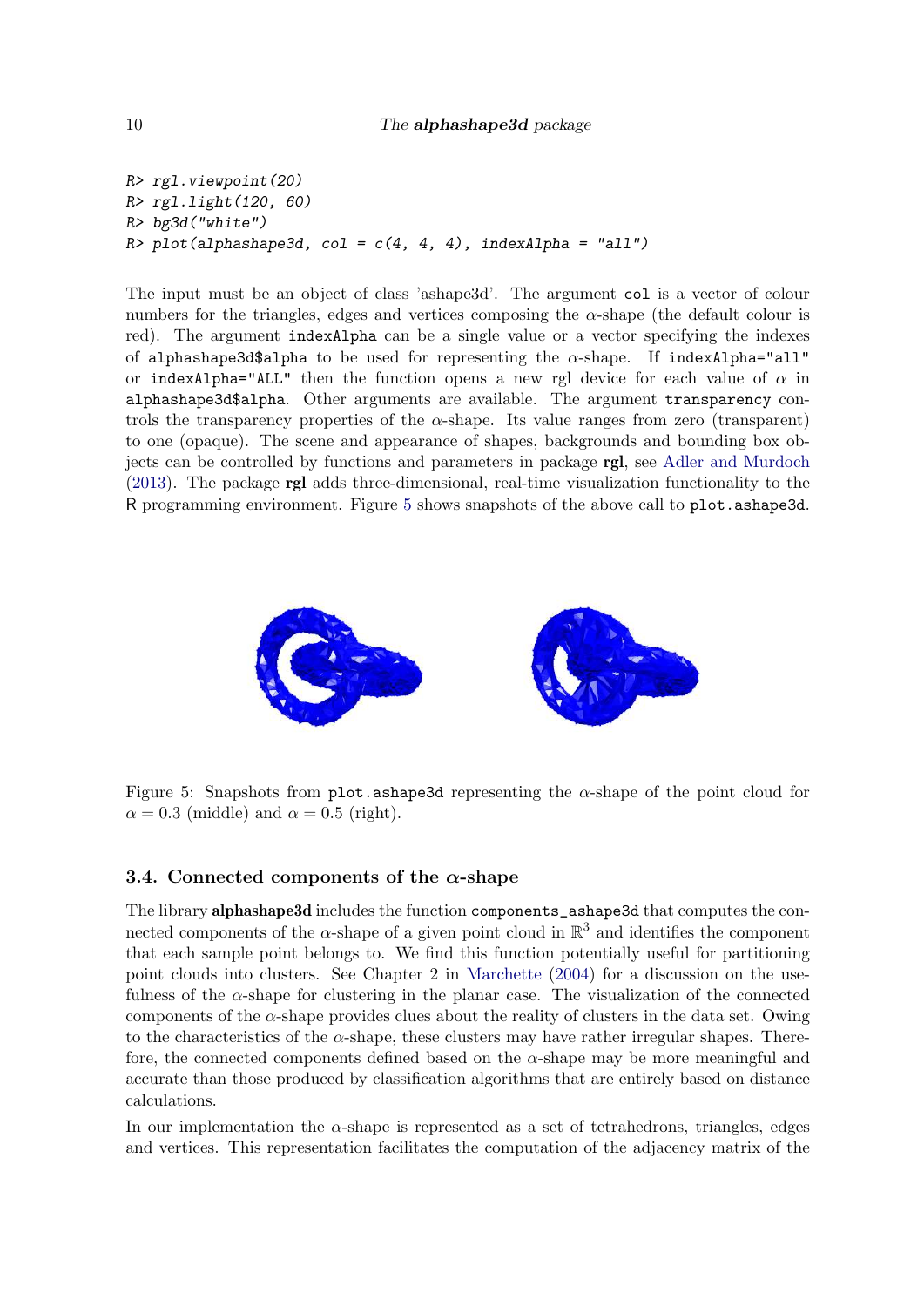```
R> rgl.viewpoint(20)
R> rgl.light(120, 60)
R> bg3d("white")
R> plot(alphashape3d, col = c(4, 4, 4), indexAlpha = "all")
```

The input must be an object of class 'ashape3d'. The argument `col` is a vector of colour numbers for the triangles, edges and vertices composing the $\alpha$-shape (the default colour is red). The argument `indexAlpha` can be a single value or a vector specifying the indexes of `alphashape3d$alpha` to be used for representing the $\alpha$-shape. If `indexAlpha="all"` or `indexAlpha="ALL"` then the function opens a new rgl device for each value of $\alpha$ in `alphashape3d$alpha`. Other arguments are available. The argument `transparency` controls the transparency properties of the $\alpha$-shape. Its value ranges from zero (transparent) to one (opaque). The scene and appearance of shapes, backgrounds and bounding box objects can be controlled by functions and parameters in package **rgl**, see Adler and Murdoch (2013). The package **rgl** adds three-dimensional, real-time visualization functionality to the R programming environment. Figure 5 shows snapshots of the above call to `plot.ashape3d`.

Figure 5: Snapshots from `plot.ashape3d` representing the $\alpha$-shape of the point cloud for $\alpha = 0.3$ (middle) and $\alpha = 0.5$ (right).

### 3.4. Connected components of the $\alpha$-shape

The library **alphashape3d** includes the function `components_ashape3d` that computes the connected components of the $\alpha$-shape of a given point cloud in $\mathbb{R}^3$ and identifies the component that each sample point belongs to. We find this function potentially useful for partitioning point clouds into clusters. See Chapter 2 in Marchette (2004) for a discussion on the usefulness of the $\alpha$-shape for clustering in the planar case. The visualization of the connected components of the $\alpha$-shape provides clues about the reality of clusters in the data set. Owing to the characteristics of the $\alpha$-shape, these clusters may have rather irregular shapes. Therefore, the connected components defined based on the $\alpha$-shape may be more meaningful and accurate than those produced by classification algorithms that are entirely based on distance calculations.

In our implementation the $\alpha$-shape is represented as a set of tetrahedrons, triangles, edges and vertices. This representation facilitates the computation of the adjacency matrix of the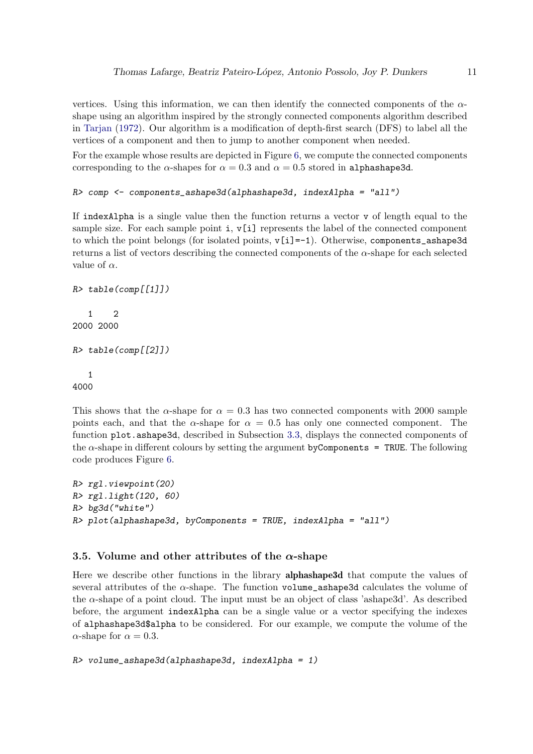vertices. Using this information, we can then identify the connected components of the $\alpha$-shape using an algorithm inspired by the strongly connected components algorithm described in Tarjan (1972). Our algorithm is a modification of depth-first search (DFS) to label all the vertices of a component and then to jump to another component when needed.

For the example whose results are depicted in Figure 6, we compute the connected components corresponding to the $\alpha$-shapes for $\alpha = 0.3$ and $\alpha = 0.5$ stored in `alphashape3d`.

```
R> comp <- components_ashape3d(alphashape3d, indexAlpha = "all")
```

If `indexAlpha` is a single value then the function returns a vector `v` of length equal to the sample size. For each sample point `i`, `v[i]` represents the label of the connected component to which the point belongs (for isolated points, `v[i]=-1`). Otherwise, `components_ashape3d` returns a list of vectors describing the connected components of the $\alpha$-shape for each selected value of $\alpha$.

```
R> table(comp[[1]])

   1    2
2000 2000

R> table(comp[[2]])

   1
4000
```

This shows that the $\alpha$-shape for $\alpha = 0.3$ has two connected components with 2000 sample points each, and that the $\alpha$-shape for $\alpha = 0.5$ has only one connected component. The function `plot.ashape3d`, described in Subsection 3.3, displays the connected components of the $\alpha$-shape in different colours by setting the argument `byComponents = TRUE`. The following code produces Figure 6.

```
R> rgl.viewpoint(20)
R> rgl.light(120, 60)
R> bg3d("white")
R> plot(alphashape3d, byComponents = TRUE, indexAlpha = "all")
```

### 3.5. Volume and other attributes of the $\alpha$-shape

Here we describe other functions in the library **alphashape3d** that compute the values of several attributes of the $\alpha$-shape. The function `volume_ashape3d` calculates the volume of the $\alpha$-shape of a point cloud. The input must be an object of class 'ashape3d'. As described before, the argument `indexAlpha` can be a single value or a vector specifying the indexes of `alphashape3d$alpha` to be considered. For our example, we compute the volume of the $\alpha$-shape for $\alpha = 0.3$.

```
R> volume_ashape3d(alphashape3d, indexAlpha = 1)
```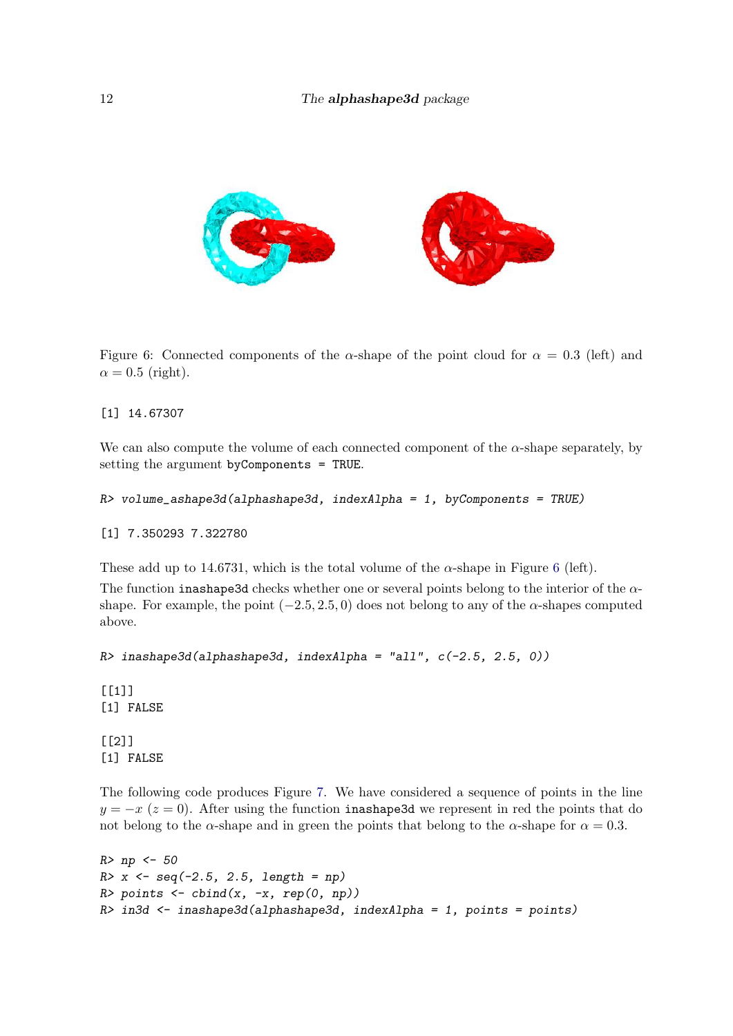Figure 6: Connected components of the $\alpha$-shape of the point cloud for $\alpha = 0.3$ (left) and $\alpha = 0.5$ (right).

```
[1] 14.67307
```

We can also compute the volume of each connected component of the $\alpha$-shape separately, by setting the argument `byComponents = TRUE`.

```
R> volume_ashape3d(alphashape3d, indexAlpha = 1, byComponents = TRUE)

[1] 7.350293 7.322780
```

These add up to 14.6731, which is the total volume of the $\alpha$-shape in Figure 6 (left).

The function `inashape3d` checks whether one or several points belong to the interior of the $\alpha$-shape. For example, the point $(-2.5, 2.5, 0)$ does not belong to any of the $\alpha$-shapes computed above.

```
R> inashape3d(alphashape3d, indexAlpha = "all", c(-2.5, 2.5, 0))

[[1]]
[1] FALSE

[[2]]
[1] FALSE
```

The following code produces Figure 7. We have considered a sequence of points in the line $y = -x$ ($z = 0$). After using the function `inashape3d` we represent in red the points that do not belong to the $\alpha$-shape and in green the points that belong to the $\alpha$-shape for $\alpha = 0.3$.

```
R> np <- 50
R> x <- seq(-2.5, 2.5, length = np)
R> points <- cbind(x, -x, rep(0, np))
R> in3d <- inashape3d(alphashape3d, indexAlpha = 1, points = points)
```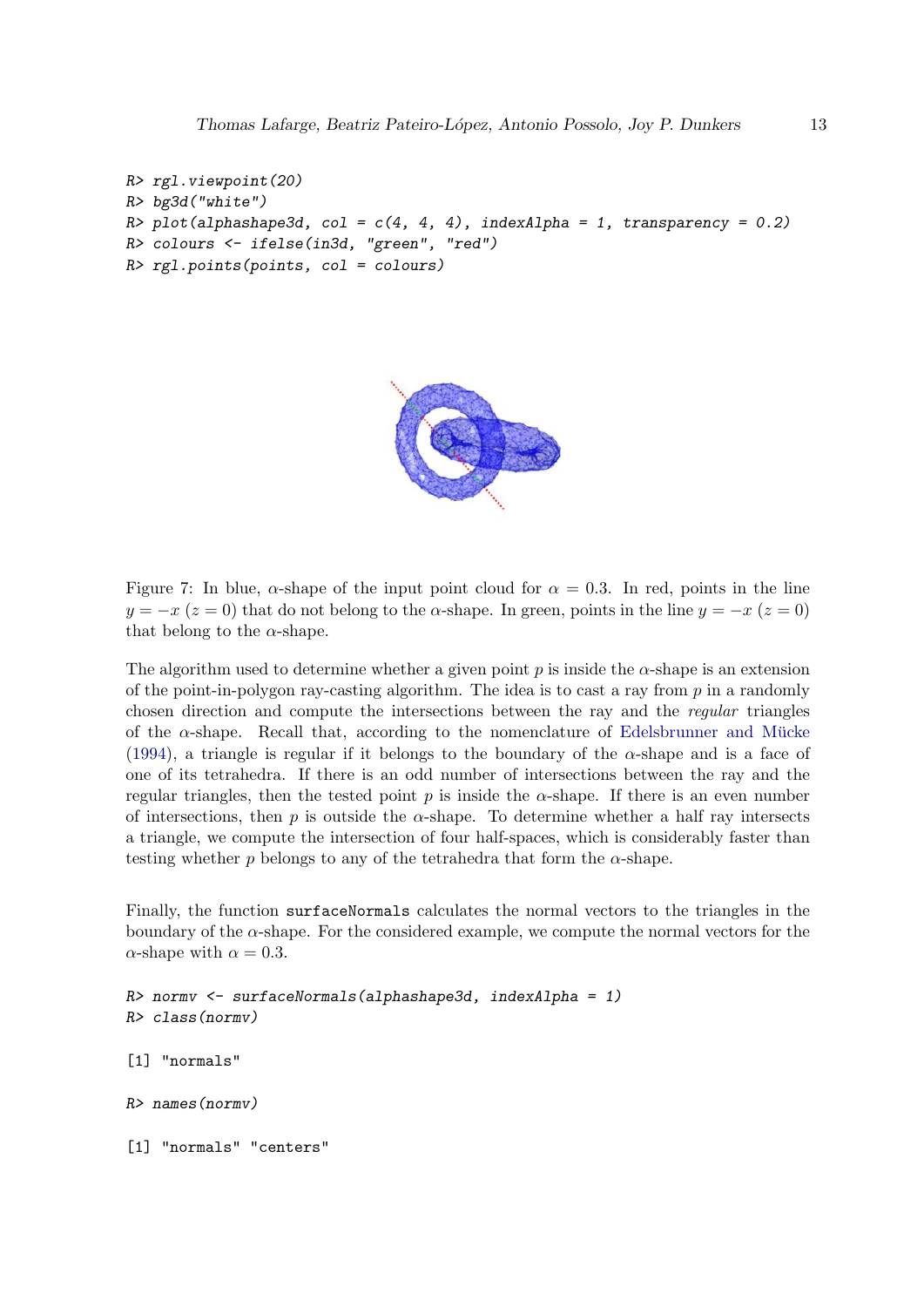```
R> rgl.viewpoint(20)
R> bg3d("white")
R> plot(alphashape3d, col = c(4, 4, 4), indexAlpha = 1, transparency = 0.2)
R> colours <- ifelse(in3d, "green", "red")
R> rgl.points(points, col = colours)
```

Figure 7: In blue, $\alpha$-shape of the input point cloud for $\alpha = 0.3$. In red, points in the line $y = -x$ ($z = 0$) that do not belong to the $\alpha$-shape. In green, points in the line $y = -x$ ($z = 0$) that belong to the $\alpha$-shape.

The algorithm used to determine whether a given point $p$ is inside the $\alpha$-shape is an extension of the point-in-polygon ray-casting algorithm. The idea is to cast a ray from $p$ in a randomly chosen direction and compute the intersections between the ray and the *regular* triangles of the $\alpha$-shape. Recall that, according to the nomenclature of Edelsbrunner and Mücke (1994), a triangle is regular if it belongs to the boundary of the $\alpha$-shape and is a face of one of its tetrahedra. If there is an odd number of intersections between the ray and the regular triangles, then the tested point $p$ is inside the $\alpha$-shape. If there is an even number of intersections, then $p$ is outside the $\alpha$-shape. To determine whether a half ray intersects a triangle, we compute the intersection of four half-spaces, which is considerably faster than testing whether $p$ belongs to any of the tetrahedra that form the $\alpha$-shape.

Finally, the function `surfaceNormals` calculates the normal vectors to the triangles in the boundary of the $\alpha$-shape. For the considered example, we compute the normal vectors for the $\alpha$-shape with $\alpha = 0.3$.

```
R> normv <- surfaceNormals(alphashape3d, indexAlpha = 1)
R> class(normv)

[1] "normals"

R> names(normv)

[1] "normals" "centers"
```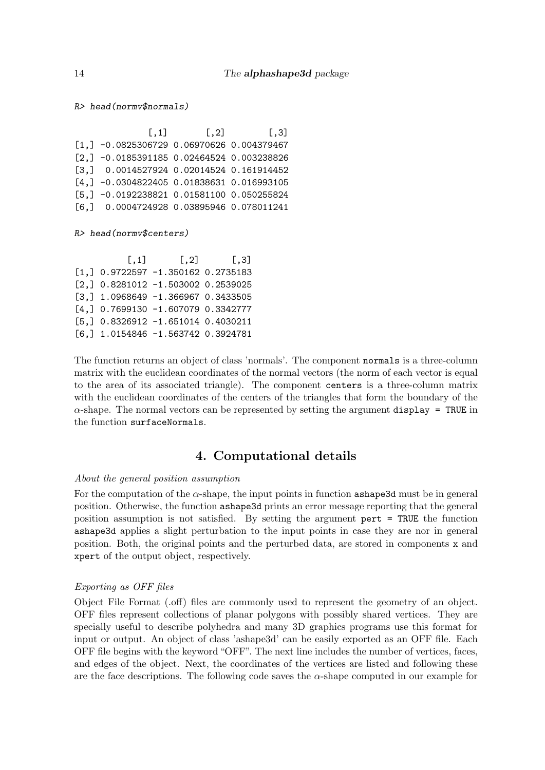```
R> head(normv$normals)

              [,1]       [,2]        [,3]
[1,] -0.0825306729 0.06970626 0.004379467
[2,] -0.0185391185 0.02464524 0.003238826
[3,]  0.0014527924 0.02014524 0.161914452
[4,] -0.0304822405 0.01838631 0.016993105
[5,] -0.0192238821 0.01581100 0.050255824
[6,]  0.0004724928 0.03895946 0.078011241

R> head(normv$centers)

          [,1]      [,2]      [,3]
[1,] 0.9722597 -1.350162 0.2735183
[2,] 0.8281012 -1.503002 0.2539025
[3,] 1.0968649 -1.366967 0.3433505
[4,] 0.7699130 -1.607079 0.3342777
[5,] 0.8326912 -1.651014 0.4030211
[6,] 1.0154846 -1.563742 0.3924781
```

The function returns an object of class 'normals'. The component `normals` is a three-column matrix with the euclidean coordinates of the normal vectors (the norm of each vector is equal to the area of its associated triangle). The component `centers` is a three-column matrix with the euclidean coordinates of the centers of the triangles that form the boundary of the $\alpha$-shape. The normal vectors can be represented by setting the argument `display = TRUE` in the function `surfaceNormals`.

## 4. Computational details

*About the general position assumption*

For the computation of the $\alpha$-shape, the input points in function `ashape3d` must be in general position. Otherwise, the function `ashape3d` prints an error message reporting that the general position assumption is not satisfied. By setting the argument `pert = TRUE` the function `ashape3d` applies a slight perturbation to the input points in case they are nor in general position. Both, the original points and the perturbed data, are stored in components `x` and `xpert` of the output object, respectively.

*Exporting as OFF files*

Object File Format (.off) files are commonly used to represent the geometry of an object. OFF files represent collections of planar polygons with possibly shared vertices. They are specially useful to describe polyhedra and many 3D graphics programs use this format for input or output. An object of class 'ashape3d' can be easily exported as an OFF file. Each OFF file begins with the keyword "OFF". The next line includes the number of vertices, faces, and edges of the object. Next, the coordinates of the vertices are listed and following these are the face descriptions. The following code saves the $\alpha$-shape computed in our example for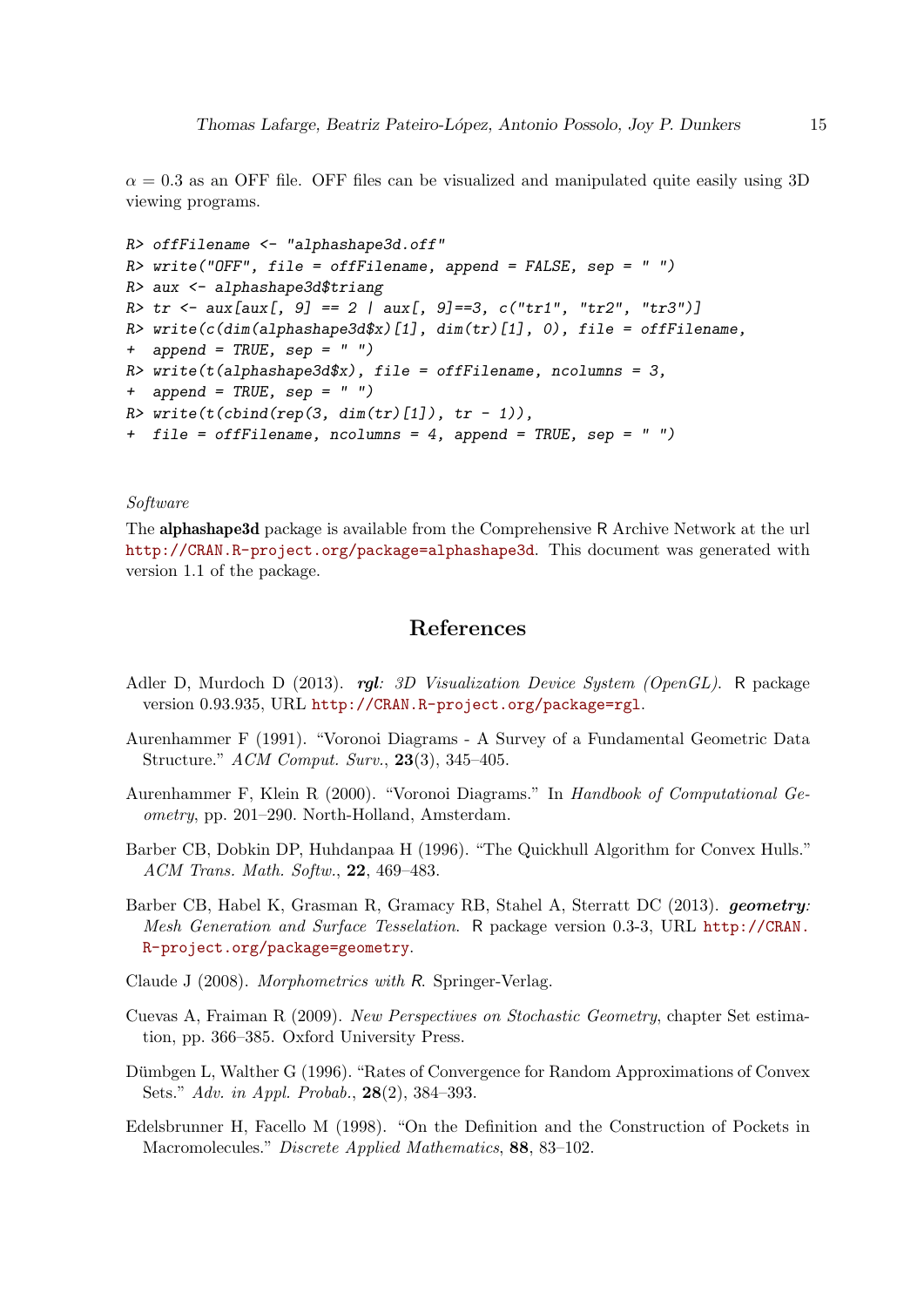$\alpha = 0.3$ as an OFF file. OFF files can be visualized and manipulated quite easily using 3D viewing programs.

```
R> offFilename <- "alphashape3d.off"
R> write("OFF", file = offFilename, append = FALSE, sep = " ")
R> aux <- alphashape3d$triang
R> tr <- aux[aux[, 9] == 2 | aux[, 9]==3, c("tr1", "tr2", "tr3")]
R> write(c(dim(alphashape3d$x)[1], dim(tr)[1], 0), file = offFilename,
+  append = TRUE, sep = " ")
R> write(t(alphashape3d$x), file = offFilename, ncolumns = 3,
+  append = TRUE, sep = " ")
R> write(t(cbind(rep(3, dim(tr)[1]), tr - 1)),
+  file = offFilename, ncolumns = 4, append = TRUE, sep = " ")
```

*Software*

The **alphashape3d** package is available from the Comprehensive R Archive Network at the url http://CRAN.R-project.org/package=alphashape3d. This document was generated with version 1.1 of the package.

## References

Adler D, Murdoch D (2013). ***rgl**: 3D Visualization Device System (OpenGL).* R package version 0.93.935, URL http://CRAN.R-project.org/package=rgl.

Aurenhammer F (1991). "Voronoi Diagrams - A Survey of a Fundamental Geometric Data Structure." *ACM Comput. Surv.*, **23**(3), 345–405.

Aurenhammer F, Klein R (2000). "Voronoi Diagrams." In *Handbook of Computational Geometry*, pp. 201–290. North-Holland, Amsterdam.

Barber CB, Dobkin DP, Huhdanpaa H (1996). "The Quickhull Algorithm for Convex Hulls." *ACM Trans. Math. Softw.*, **22**, 469–483.

Barber CB, Habel K, Grasman R, Gramacy RB, Stahel A, Sterratt DC (2013). ***geometry**: Mesh Generation and Surface Tesselation.* R package version 0.3-3, URL http://CRAN.R-project.org/package=geometry.

Claude J (2008). *Morphometrics with R.* Springer-Verlag.

Cuevas A, Fraiman R (2009). *New Perspectives on Stochastic Geometry*, chapter Set estimation, pp. 366–385. Oxford University Press.

Dümbgen L, Walther G (1996). "Rates of Convergence for Random Approximations of Convex Sets." *Adv. in Appl. Probab.*, **28**(2), 384–393.

Edelsbrunner H, Facello M (1998). "On the Definition and the Construction of Pockets in Macromolecules." *Discrete Applied Mathematics*, **88**, 83–102.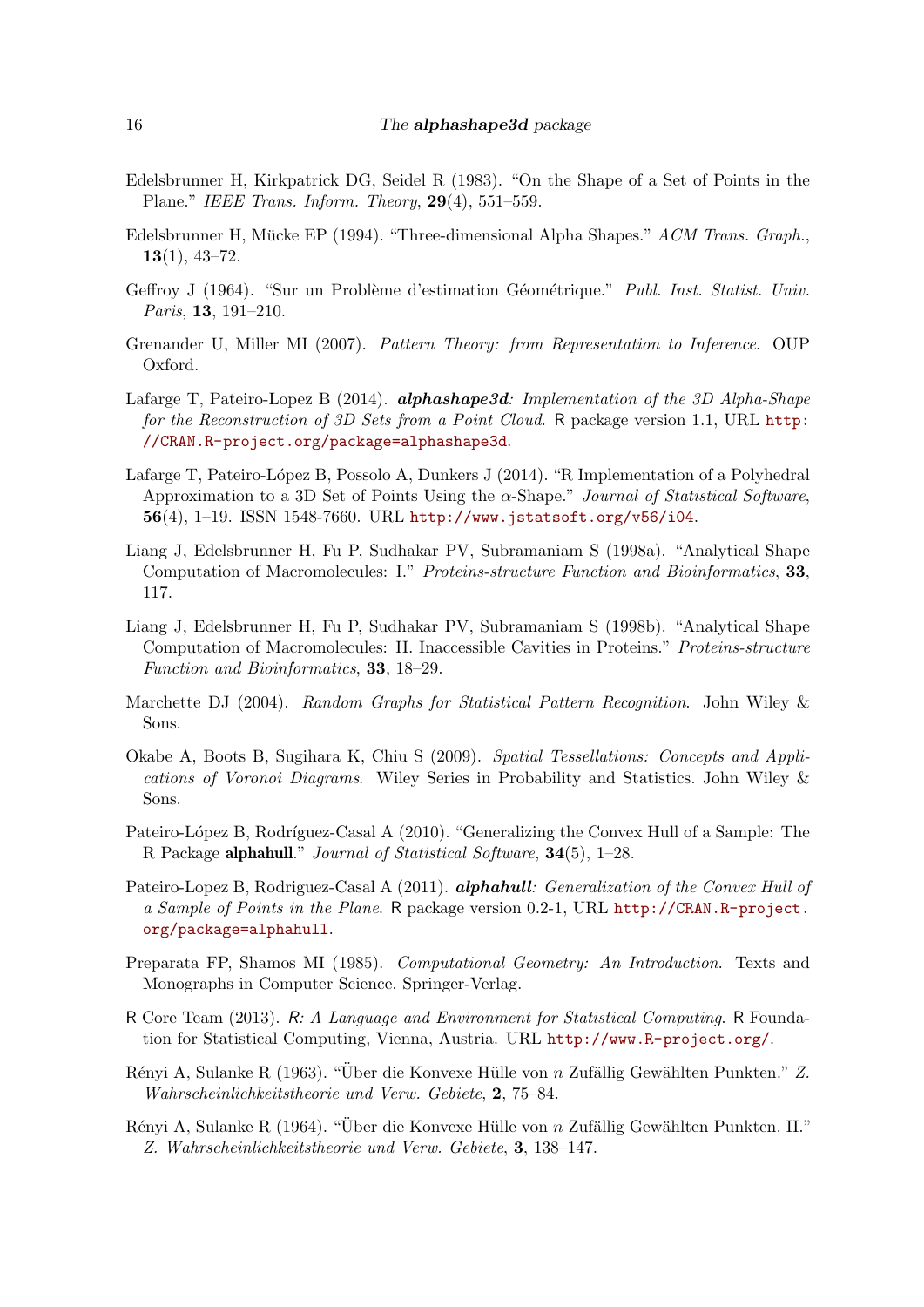Edelsbrunner H, Kirkpatrick DG, Seidel R (1983). "On the Shape of a Set of Points in the Plane." *IEEE Trans. Inform. Theory*, **29**(4), 551–559.

Edelsbrunner H, Mücke EP (1994). "Three-dimensional Alpha Shapes." *ACM Trans. Graph.*, **13**(1), 43–72.

Geffroy J (1964). "Sur un Problème d'estimation Géométrique." *Publ. Inst. Statist. Univ. Paris*, **13**, 191–210.

Grenander U, Miller MI (2007). *Pattern Theory: from Representation to Inference*. OUP Oxford.

Lafarge T, Pateiro-Lopez B (2014). ***alphashape3d**: Implementation of the 3D Alpha-Shape for the Reconstruction of 3D Sets from a Point Cloud*. R package version 1.1, URL http://CRAN.R-project.org/package=alphashape3d.

Lafarge T, Pateiro-López B, Possolo A, Dunkers J (2014). "R Implementation of a Polyhedral Approximation to a 3D Set of Points Using the $\alpha$-Shape." *Journal of Statistical Software*, **56**(4), 1–19. ISSN 1548-7660. URL http://www.jstatsoft.org/v56/i04.

Liang J, Edelsbrunner H, Fu P, Sudhakar PV, Subramaniam S (1998a). "Analytical Shape Computation of Macromolecules: I." *Proteins-structure Function and Bioinformatics*, **33**, 117.

Liang J, Edelsbrunner H, Fu P, Sudhakar PV, Subramaniam S (1998b). "Analytical Shape Computation of Macromolecules: II. Inaccessible Cavities in Proteins." *Proteins-structure Function and Bioinformatics*, **33**, 18–29.

Marchette DJ (2004). *Random Graphs for Statistical Pattern Recognition*. John Wiley & Sons.

Okabe A, Boots B, Sugihara K, Chiu S (2009). *Spatial Tessellations: Concepts and Applications of Voronoi Diagrams*. Wiley Series in Probability and Statistics. John Wiley & Sons.

Pateiro-López B, Rodríguez-Casal A (2010). "Generalizing the Convex Hull of a Sample: The R Package **alphahull**." *Journal of Statistical Software*, **34**(5), 1–28.

Pateiro-Lopez B, Rodriguez-Casal A (2011). ***alphahull**: Generalization of the Convex Hull of a Sample of Points in the Plane*. R package version 0.2-1, URL http://CRAN.R-project.org/package=alphahull.

Preparata FP, Shamos MI (1985). *Computational Geometry: An Introduction*. Texts and Monographs in Computer Science. Springer-Verlag.

R Core Team (2013). *R: A Language and Environment for Statistical Computing*. R Foundation for Statistical Computing, Vienna, Austria. URL http://www.R-project.org/.

Rényi A, Sulanke R (1963). "Über die Konvexe Hülle von $n$ Zufällig Gewählten Punkten." *Z. Wahrscheinlichkeitstheorie und Verw. Gebiete*, **2**, 75–84.

Rényi A, Sulanke R (1964). "Über die Konvexe Hülle von $n$ Zufällig Gewählten Punkten. II." *Z. Wahrscheinlichkeitstheorie und Verw. Gebiete*, **3**, 138–147.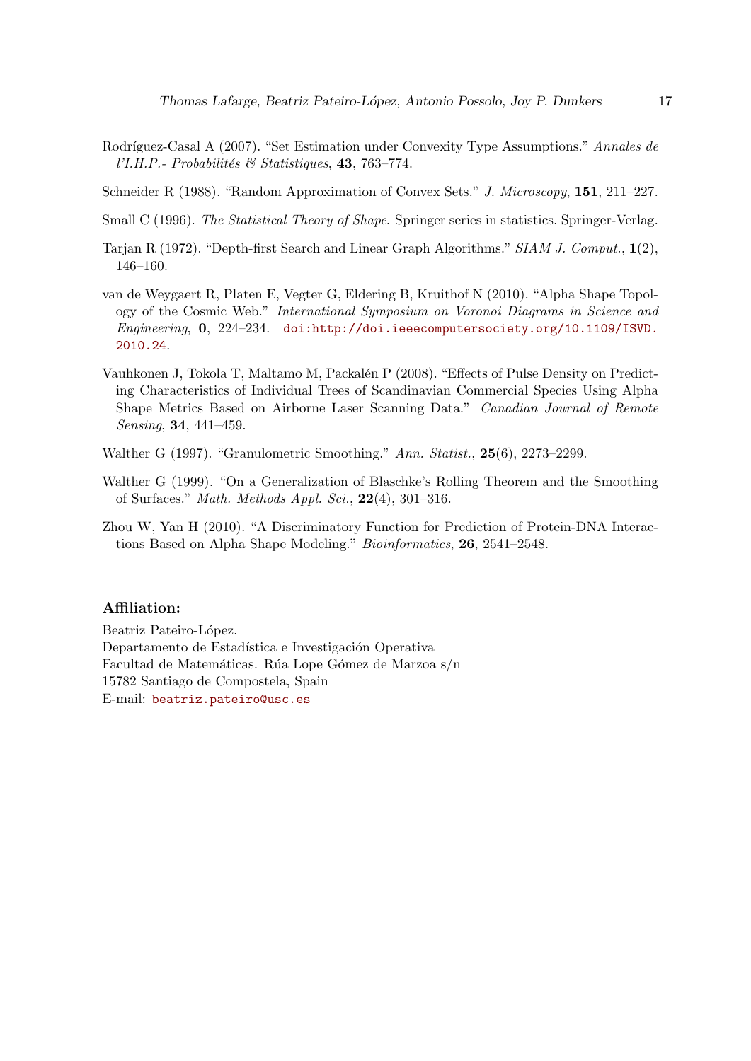Rodríguez-Casal A (2007). "Set Estimation under Convexity Type Assumptions." *Annales de l'I.H.P.- Probabilités & Statistiques*, **43**, 763–774.

Schneider R (1988). "Random Approximation of Convex Sets." *J. Microscopy*, **151**, 211–227.

Small C (1996). *The Statistical Theory of Shape*. Springer series in statistics. Springer-Verlag.

Tarjan R (1972). "Depth-first Search and Linear Graph Algorithms." *SIAM J. Comput.*, **1**(2), 146–160.

van de Weygaert R, Platen E, Vegter G, Eldering B, Kruithof N (2010). "Alpha Shape Topology of the Cosmic Web." *International Symposium on Voronoi Diagrams in Science and Engineering*, **0**, 224–234. doi:http://doi.ieeecomputersociety.org/10.1109/ISVD.2010.24.

Vauhkonen J, Tokola T, Maltamo M, Packalén P (2008). "Effects of Pulse Density on Predicting Characteristics of Individual Trees of Scandinavian Commercial Species Using Alpha Shape Metrics Based on Airborne Laser Scanning Data." *Canadian Journal of Remote Sensing*, **34**, 441–459.

Walther G (1997). "Granulometric Smoothing." *Ann. Statist.*, **25**(6), 2273–2299.

Walther G (1999). "On a Generalization of Blaschke's Rolling Theorem and the Smoothing of Surfaces." *Math. Methods Appl. Sci.*, **22**(4), 301–316.

Zhou W, Yan H (2010). "A Discriminatory Function for Prediction of Protein-DNA Interactions Based on Alpha Shape Modeling." *Bioinformatics*, **26**, 2541–2548.

## Affiliation:

Beatriz Pateiro-López.
Departamento de Estadística e Investigación Operativa
Facultad de Matemáticas. Rúa Lope Gómez de Marzoa s/n
15782 Santiago de Compostela, Spain
E-mail: beatriz.pateiro@usc.es